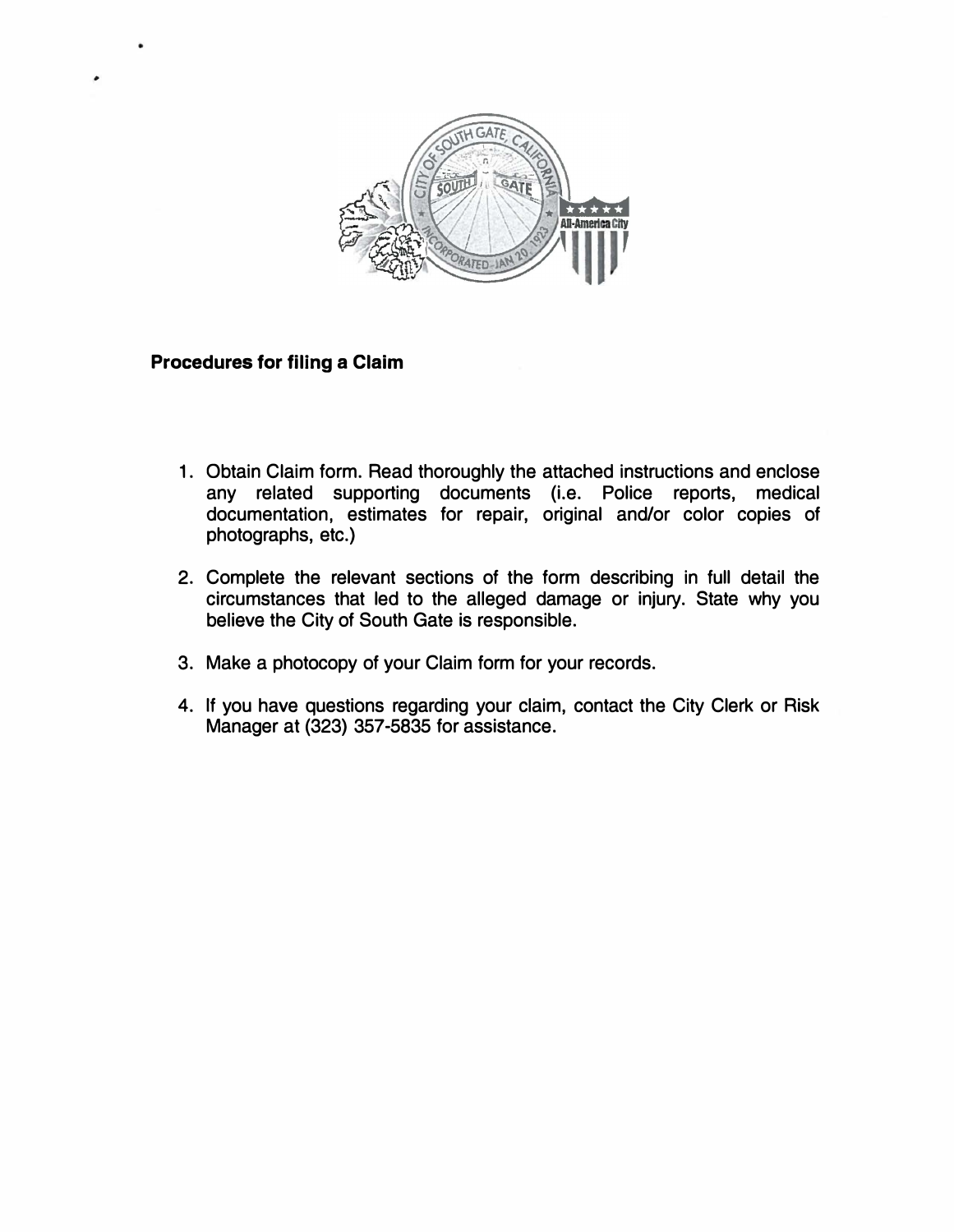**Procedures for filing a Claim**

1. Obtain Claim form. Read thoroughly the attached instructions and enclose any related supporting documents (i.e. Police reports, medical documentation, estimates for repair, original and/or color copies of photographs, etc.)

2. Complete the relevant sections of the form describing in full detail the circumstances that led to the alleged damage or injury. State why you believe the City of South Gate is responsible.

3. Make a photocopy of your Claim form for your records.

4. If you have questions regarding your claim, contact the City Clerk or Risk Manager at (323) 357-5835 for assistance.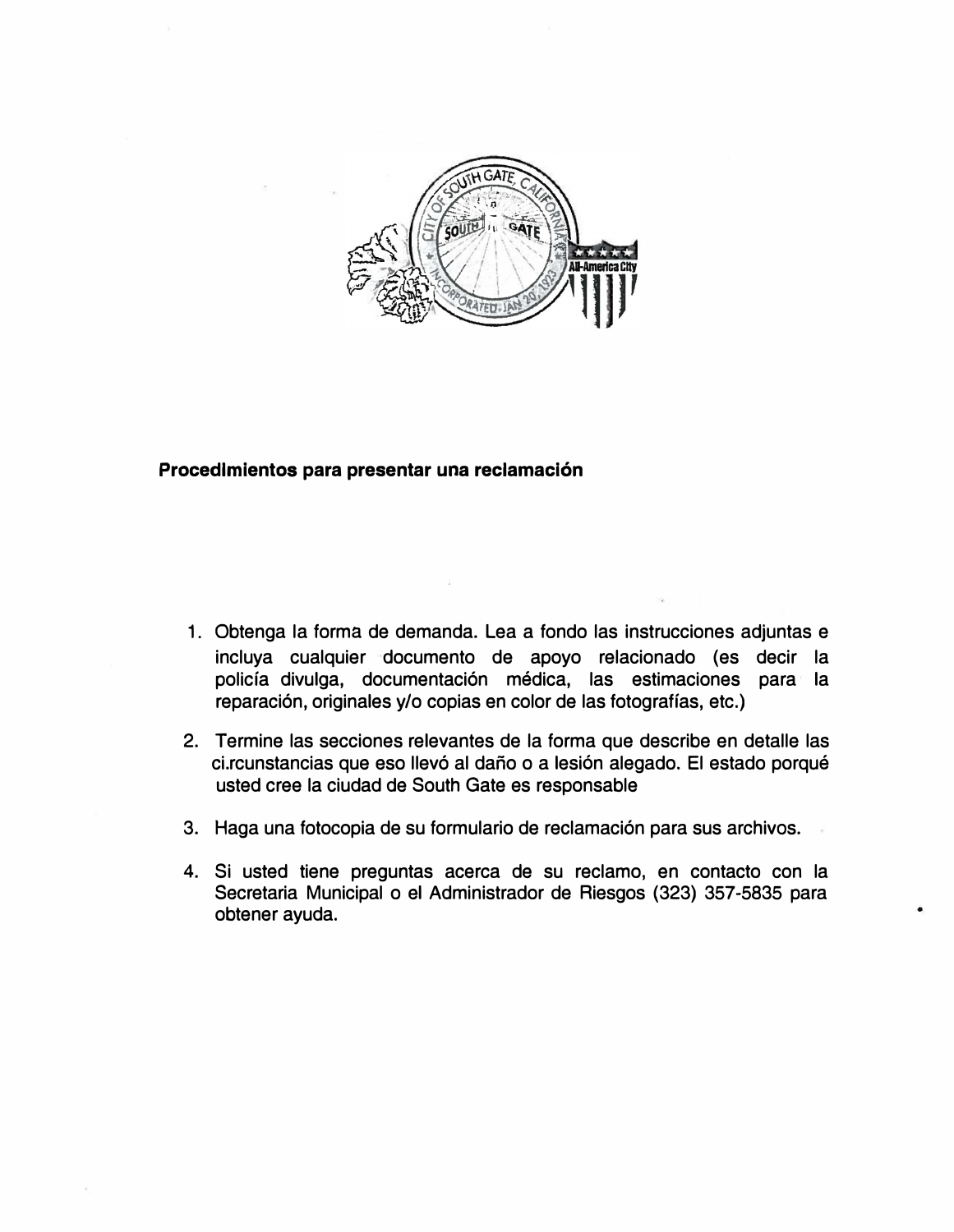**Procedimientos para presentar una reclamación**

1. Obtenga la forma de demanda. Lea a fondo las instrucciones adjuntas e incluya cualquier documento de apoyo relacionado (es decir la policía divulga, documentación médica, las estimaciones para la reparación, originales y/o copias en color de las fotografías, etc.)

2. Termine las secciones relevantes de la forma que describe en detalle las ci.rcunstancias que eso llevó al daño o a lesión alegado. El estado porqué usted cree la ciudad de South Gate es responsable

3. Haga una fotocopia de su formulario de reclamación para sus archivos.

4. Si usted tiene preguntas acerca de su reclamo, en contacto con la Secretaria Municipal o el Administrador de Riesgos (323) 357-5835 para obtener ayuda.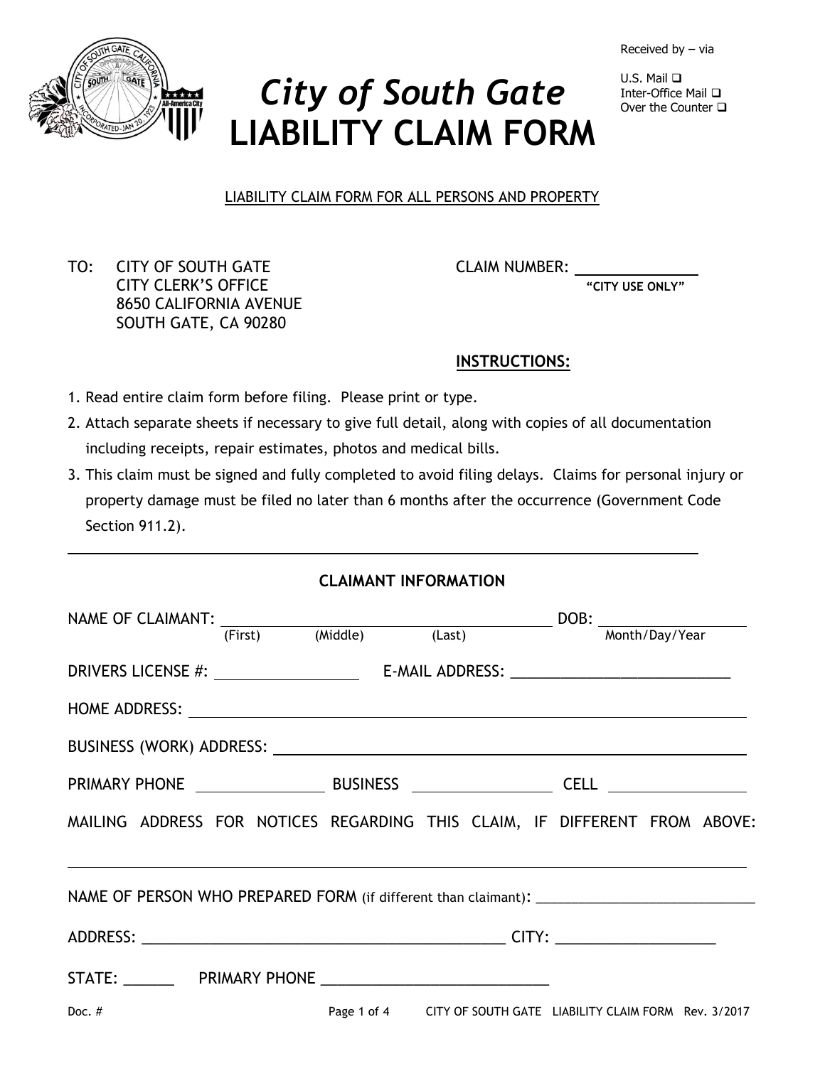Received by – via

U.S. Mail ☐
Inter-Office Mail ☐
Over the Counter ☐

# *City of South Gate*
# LIABILITY CLAIM FORM

LIABILITY CLAIM FORM FOR ALL PERSONS AND PROPERTY

TO: CITY OF SOUTH GATE
CITY CLERK'S OFFICE
8650 CALIFORNIA AVENUE
SOUTH GATE, CA 90280

CLAIM NUMBER: ______________
**"CITY USE ONLY"**

**INSTRUCTIONS:**

1. Read entire claim form before filing. Please print or type.
2. Attach separate sheets if necessary to give full detail, along with copies of all documentation including receipts, repair estimates, photos and medical bills.
3. This claim must be signed and fully completed to avoid filing delays. Claims for personal injury or property damage must be filed no later than 6 months after the occurrence (Government Code Section 911.2).

---

**CLAIMANT INFORMATION**

NAME OF CLAIMANT: ______________________________ DOB: ______________
(First) (Middle) (Last) Month/Day/Year

DRIVERS LICENSE #: ______________ E-MAIL ADDRESS: ______________________

HOME ADDRESS: ______________________________________________

BUSINESS (WORK) ADDRESS: ______________________________________

PRIMARY PHONE ______________ BUSINESS ______________ CELL ______________

MAILING ADDRESS FOR NOTICES REGARDING THIS CLAIM, IF DIFFERENT FROM ABOVE:

______________________________________________

NAME OF PERSON WHO PREPARED FORM (if different than claimant): ______________________

ADDRESS: ______________________________________ CITY: ______________

STATE: ______ PRIMARY PHONE ______________________

Doc. #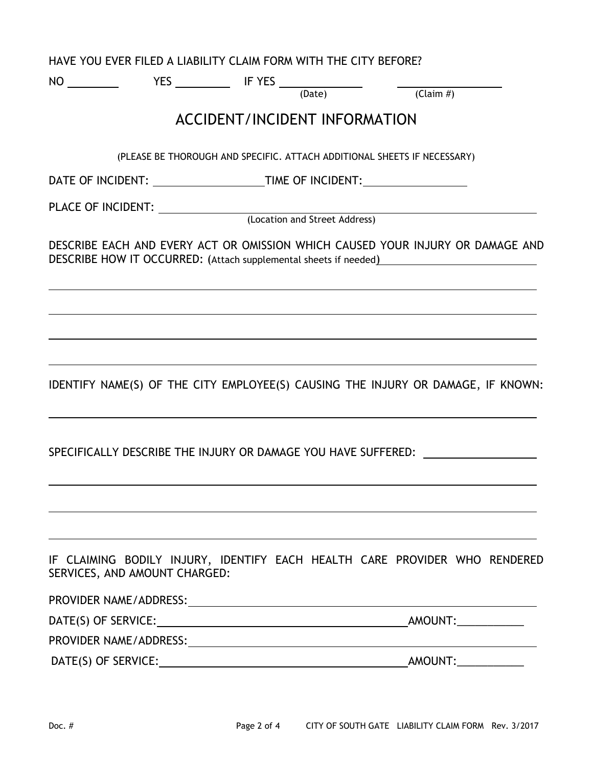HAVE YOU EVER FILED A LIABILITY CLAIM FORM WITH THE CITY BEFORE?

NO ________ YES ________ IF YES ____________ ________________
(Date) (Claim #)

## ACCIDENT/INCIDENT INFORMATION

(PLEASE BE THOROUGH AND SPECIFIC. ATTACH ADDITIONAL SHEETS IF NECESSARY)

DATE OF INCIDENT: __________________ TIME OF INCIDENT: ________________

PLACE OF INCIDENT: ____________________________________________________________
(Location and Street Address)

DESCRIBE EACH AND EVERY ACT OR OMISSION WHICH CAUSED YOUR INJURY OR DAMAGE AND DESCRIBE HOW IT OCCURRED: (Attach supplemental sheets if needed) ____________________

______________________________________________________________________________

______________________________________________________________________________

______________________________________________________________________________

______________________________________________________________________________

IDENTIFY NAME(S) OF THE CITY EMPLOYEE(S) CAUSING THE INJURY OR DAMAGE, IF KNOWN:

______________________________________________________________________________

SPECIFICALLY DESCRIBE THE INJURY OR DAMAGE YOU HAVE SUFFERED: ________________

______________________________________________________________________________

______________________________________________________________________________

______________________________________________________________________________

IF CLAIMING BODILY INJURY, IDENTIFY EACH HEALTH CARE PROVIDER WHO RENDERED SERVICES, AND AMOUNT CHARGED:

PROVIDER NAME/ADDRESS: ________________________________________________________

DATE(S) OF SERVICE: ________________________________________ AMOUNT: ___________

PROVIDER NAME/ADDRESS: ________________________________________________________

DATE(S) OF SERVICE: ________________________________________ AMOUNT: ___________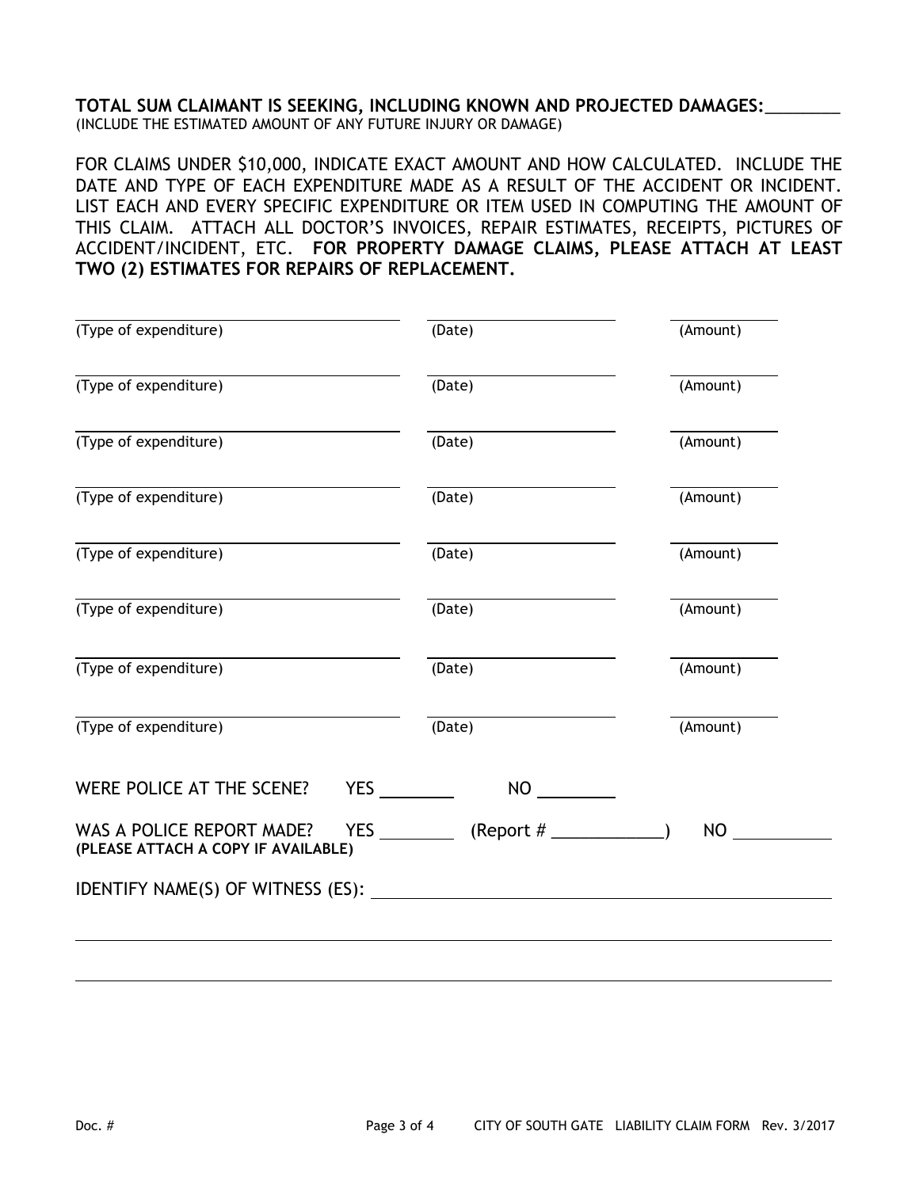**TOTAL SUM CLAIMANT IS SEEKING, INCLUDING KNOWN AND PROJECTED DAMAGES:**________
(INCLUDE THE ESTIMATED AMOUNT OF ANY FUTURE INJURY OR DAMAGE)

FOR CLAIMS UNDER $10,000, INDICATE EXACT AMOUNT AND HOW CALCULATED. INCLUDE THE DATE AND TYPE OF EACH EXPENDITURE MADE AS A RESULT OF THE ACCIDENT OR INCIDENT. LIST EACH AND EVERY SPECIFIC EXPENDITURE OR ITEM USED IN COMPUTING THE AMOUNT OF THIS CLAIM. ATTACH ALL DOCTOR'S INVOICES, REPAIR ESTIMATES, RECEIPTS, PICTURES OF ACCIDENT/INCIDENT, ETC. **FOR PROPERTY DAMAGE CLAIMS, PLEASE ATTACH AT LEAST TWO (2) ESTIMATES FOR REPAIRS OF REPLACEMENT.**

| (Type of expenditure) | (Date) | (Amount) |
|---|---|---|
| | | |
| | | |
| | | |
| | | |
| | | |
| | | |
| | | |
| | | |

WERE POLICE AT THE SCENE? YES ________ NO ________

WAS A POLICE REPORT MADE? YES ________ (Report # ____________) NO __________
**(PLEASE ATTACH A COPY IF AVAILABLE)**

IDENTIFY NAME(S) OF WITNESS (ES): ____________________________________________

______________________________________________________________________

______________________________________________________________________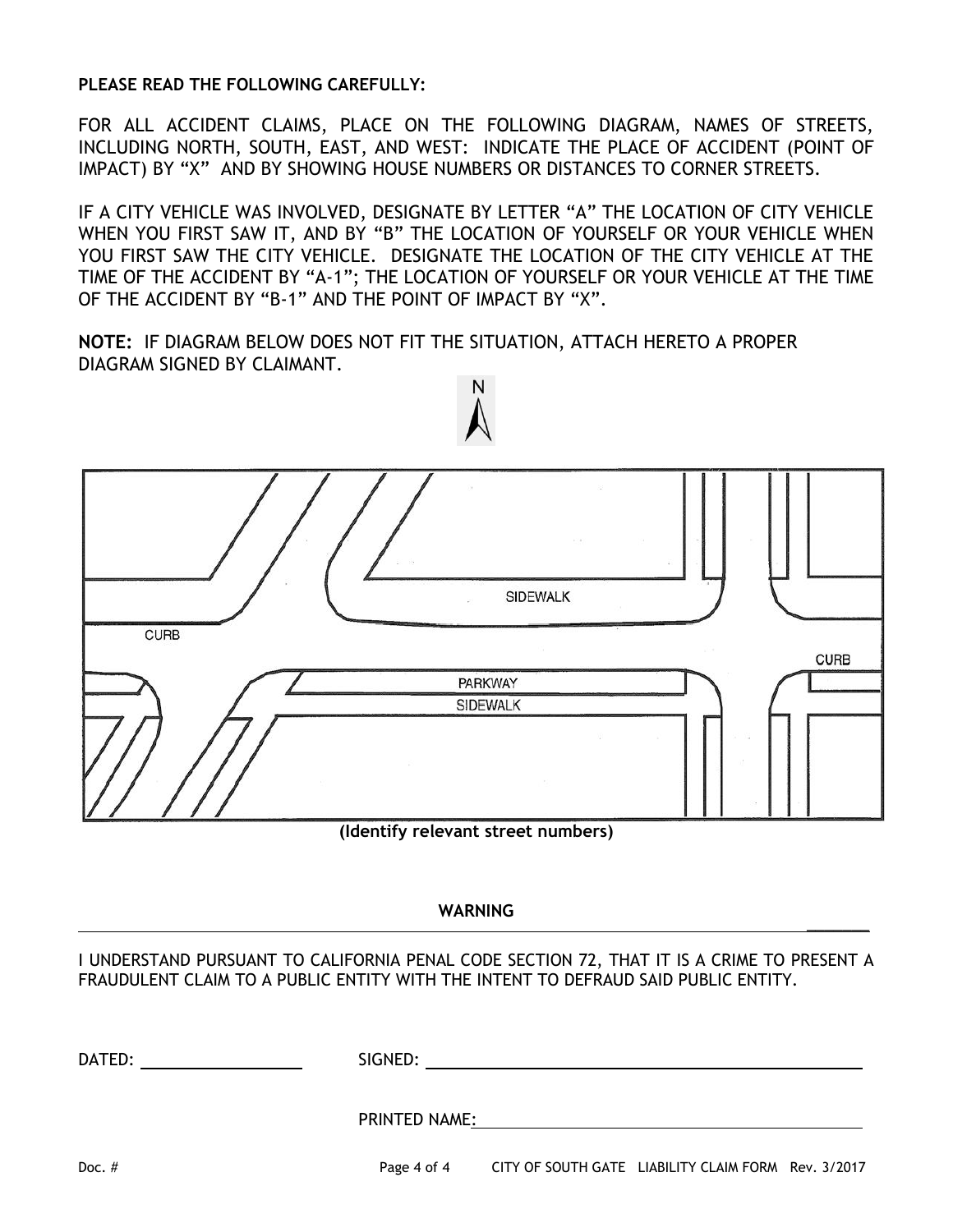**PLEASE READ THE FOLLOWING CAREFULLY:**

FOR ALL ACCIDENT CLAIMS, PLACE ON THE FOLLOWING DIAGRAM, NAMES OF STREETS, INCLUDING NORTH, SOUTH, EAST, AND WEST: INDICATE THE PLACE OF ACCIDENT (POINT OF IMPACT) BY "X" AND BY SHOWING HOUSE NUMBERS OR DISTANCES TO CORNER STREETS.

IF A CITY VEHICLE WAS INVOLVED, DESIGNATE BY LETTER "A" THE LOCATION OF CITY VEHICLE WHEN YOU FIRST SAW IT, AND BY "B" THE LOCATION OF YOURSELF OR YOUR VEHICLE WHEN YOU FIRST SAW THE CITY VEHICLE. DESIGNATE THE LOCATION OF THE CITY VEHICLE AT THE TIME OF THE ACCIDENT BY "A-1"; THE LOCATION OF YOURSELF OR YOUR VEHICLE AT THE TIME OF THE ACCIDENT BY "B-1" AND THE POINT OF IMPACT BY "X".

**NOTE:** IF DIAGRAM BELOW DOES NOT FIT THE SITUATION, ATTACH HERETO A PROPER DIAGRAM SIGNED BY CLAIMANT.

N

SIDEWALK

CURB

CURB

PARKWAY

SIDEWALK

**(Identify relevant street numbers)**

**WARNING**

I UNDERSTAND PURSUANT TO CALIFORNIA PENAL CODE SECTION 72, THAT IT IS A CRIME TO PRESENT A FRAUDULENT CLAIM TO A PUBLIC ENTITY WITH THE INTENT TO DEFRAUD SAID PUBLIC ENTITY.

DATED: ________________ SIGNED: ______________________________________

PRINTED NAME: ______________________________________

Doc. #